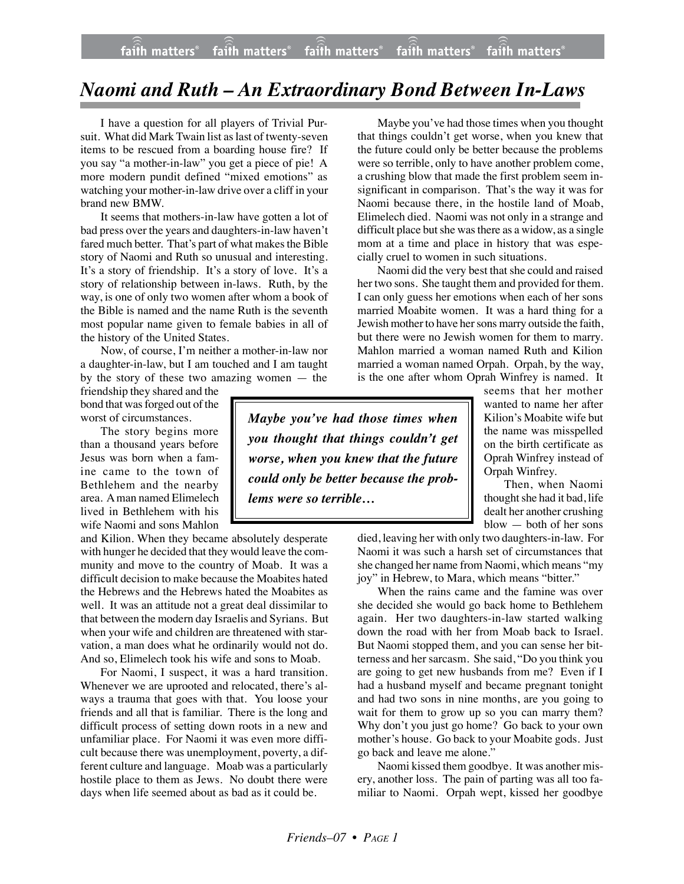# Naomi and Ruth – An Extraordinary Bond Between In-Laws

I have a question for all players of Trivial Pursuit. What did Mark Twain list as last of twenty-seven items to be rescued from a boarding house fire? If you say "a mother-in-law" you get a piece of pie! A more modern pundit defined "mixed emotions" as watching your mother-in-law drive over a cliff in your brand new BMW.

It seems that mothers-in-law have gotten a lot of bad press over the years and daughters-in-law haven't fared much better. That's part of what makes the Bible story of Naomi and Ruth so unusual and interesting. It's a story of friendship. It's a story of love. It's a story of relationship between in-laws. Ruth, by the way, is one of only two women after whom a book of the Bible is named and the name Ruth is the seventh most popular name given to female babies in all of the history of the United States.

Now, of course, I'm neither a mother-in-law nor a daughter-in-law, but I am touched and I am taught by the story of these two amazing women — the friendship they shared and the bond that was forged out of the worst of circumstances.

The story begins more than a thousand years before Jesus was born when a famine came to the town of Bethlehem and the nearby area. A man named Elimelech lived in Bethlehem with his wife Naomi and sons Mahlon and Kilion. When they became absolutely desperate with hunger he decided that they would leave the community and move to the country of Moab. It was a difficult decision to make because the Moabites hated the Hebrews and the Hebrews hated the Moabites as well. It was an attitude not a great deal dissimilar to that between the modern day Israelis and Syrians. But when your wife and children are threatened with starvation, a man does what he ordinarily would not do. And so, Elimelech took his wife and sons to Moab.

For Naomi, I suspect, it was a hard transition. Whenever we are uprooted and relocated, there's always a trauma that goes with that. You loose your friends and all that is familiar. There is the long and difficult process of setting down roots in a new and unfamiliar place. For Naomi it was even more difficult because there was unemployment, poverty, a different culture and language. Moab was a particularly hostile place to them as Jews. No doubt there were days when life seemed about as bad as it could be.

Maybe you've had those times when you thought that things couldn't get worse, when you knew that the future could only be better because the problems were so terrible, only to have another problem come, a crushing blow that made the first problem seem insignificant in comparison. That's the way it was for Naomi because there, in the hostile land of Moab, Elimelech died. Naomi was not only in a strange and difficult place but she was there as a widow, as a single mom at a time and place in history that was especially cruel to women in such situations.

Naomi did the very best that she could and raised her two sons. She taught them and provided for them. I can only guess her emotions when each of her sons married Moabite women. It was a hard thing for a Jewish mother to have her sons marry outside the faith, but there were no Jewish women for them to marry. Mahlon married a woman named Ruth and Kilion married a woman named Orpah. Orpah, by the way, is the one after whom Oprah Winfrey is named. It seems that her mother wanted to name her after Kilion's Moabite wife but the name was misspelled on the birth certificate as Oprah Winfrey instead of Orpah Winfrey.

> ***Maybe you've had those times when you thought that things couldn't get worse, when you knew that the future could only be better because the problems were so terrible…***

Then, when Naomi thought she had it bad, life dealt her another crushing blow — both of her sons died, leaving her with only two daughters-in-law. For Naomi it was such a harsh set of circumstances that she changed her name from Naomi, which means "my joy" in Hebrew, to Mara, which means "bitter."

When the rains came and the famine was over she decided she would go back home to Bethlehem again. Her two daughters-in-law started walking down the road with her from Moab back to Israel. But Naomi stopped them, and you can sense her bitterness and her sarcasm. She said, "Do you think you are going to get new husbands from me? Even if I had a husband myself and became pregnant tonight and had two sons in nine months, are you going to wait for them to grow up so you can marry them? Why don't you just go home? Go back to your own mother's house. Go back to your Moabite gods. Just go back and leave me alone."

Naomi kissed them goodbye. It was another misery, another loss. The pain of parting was all too familiar to Naomi. Orpah wept, kissed her goodbye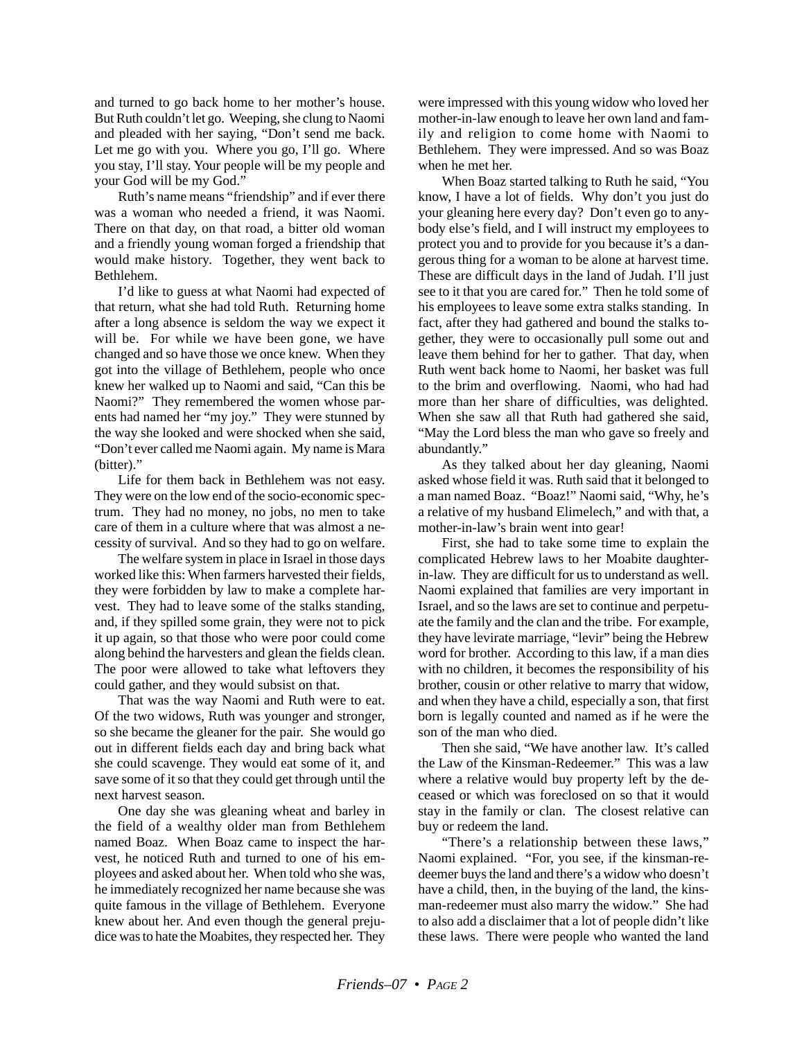and turned to go back home to her mother's house. But Ruth couldn't let go. Weeping, she clung to Naomi and pleaded with her saying, "Don't send me back. Let me go with you. Where you go, I'll go. Where you stay, I'll stay. Your people will be my people and your God will be my God."

Ruth's name means "friendship" and if ever there was a woman who needed a friend, it was Naomi. There on that day, on that road, a bitter old woman and a friendly young woman forged a friendship that would make history. Together, they went back to Bethlehem.

I'd like to guess at what Naomi had expected of that return, what she had told Ruth. Returning home after a long absence is seldom the way we expect it will be. For while we have been gone, we have changed and so have those we once knew. When they got into the village of Bethlehem, people who once knew her walked up to Naomi and said, "Can this be Naomi?" They remembered the women whose parents had named her "my joy." They were stunned by the way she looked and were shocked when she said, "Don't ever called me Naomi again. My name is Mara (bitter)."

Life for them back in Bethlehem was not easy. They were on the low end of the socio-economic spectrum. They had no money, no jobs, no men to take care of them in a culture where that was almost a necessity of survival. And so they had to go on welfare.

The welfare system in place in Israel in those days worked like this: When farmers harvested their fields, they were forbidden by law to make a complete harvest. They had to leave some of the stalks standing, and, if they spilled some grain, they were not to pick it up again, so that those who were poor could come along behind the harvesters and glean the fields clean. The poor were allowed to take what leftovers they could gather, and they would subsist on that.

That was the way Naomi and Ruth were to eat. Of the two widows, Ruth was younger and stronger, so she became the gleaner for the pair. She would go out in different fields each day and bring back what she could scavenge. They would eat some of it, and save some of it so that they could get through until the next harvest season.

One day she was gleaning wheat and barley in the field of a wealthy older man from Bethlehem named Boaz. When Boaz came to inspect the harvest, he noticed Ruth and turned to one of his employees and asked about her. When told who she was, he immediately recognized her name because she was quite famous in the village of Bethlehem. Everyone knew about her. And even though the general prejudice was to hate the Moabites, they respected her. They were impressed with this young widow who loved her mother-in-law enough to leave her own land and family and religion to come home with Naomi to Bethlehem. They were impressed. And so was Boaz when he met her.

When Boaz started talking to Ruth he said, "You know, I have a lot of fields. Why don't you just do your gleaning here every day? Don't even go to anybody else's field, and I will instruct my employees to protect you and to provide for you because it's a dangerous thing for a woman to be alone at harvest time. These are difficult days in the land of Judah. I'll just see to it that you are cared for." Then he told some of his employees to leave some extra stalks standing. In fact, after they had gathered and bound the stalks together, they were to occasionally pull some out and leave them behind for her to gather. That day, when Ruth went back home to Naomi, her basket was full to the brim and overflowing. Naomi, who had had more than her share of difficulties, was delighted. When she saw all that Ruth had gathered she said, "May the Lord bless the man who gave so freely and abundantly."

As they talked about her day gleaning, Naomi asked whose field it was. Ruth said that it belonged to a man named Boaz. "Boaz!" Naomi said, "Why, he's a relative of my husband Elimelech," and with that, a mother-in-law's brain went into gear!

First, she had to take some time to explain the complicated Hebrew laws to her Moabite daughter-in-law. They are difficult for us to understand as well. Naomi explained that families are very important in Israel, and so the laws are set to continue and perpetuate the family and the clan and the tribe. For example, they have levirate marriage, "levir" being the Hebrew word for brother. According to this law, if a man dies with no children, it becomes the responsibility of his brother, cousin or other relative to marry that widow, and when they have a child, especially a son, that first born is legally counted and named as if he were the son of the man who died.

Then she said, "We have another law. It's called the Law of the Kinsman-Redeemer." This was a law where a relative would buy property left by the deceased or which was foreclosed on so that it would stay in the family or clan. The closest relative can buy or redeem the land.

"There's a relationship between these laws," Naomi explained. "For, you see, if the kinsman-redeemer buys the land and there's a widow who doesn't have a child, then, in the buying of the land, the kinsman-redeemer must also marry the widow." She had to also add a disclaimer that a lot of people didn't like these laws. There were people who wanted the land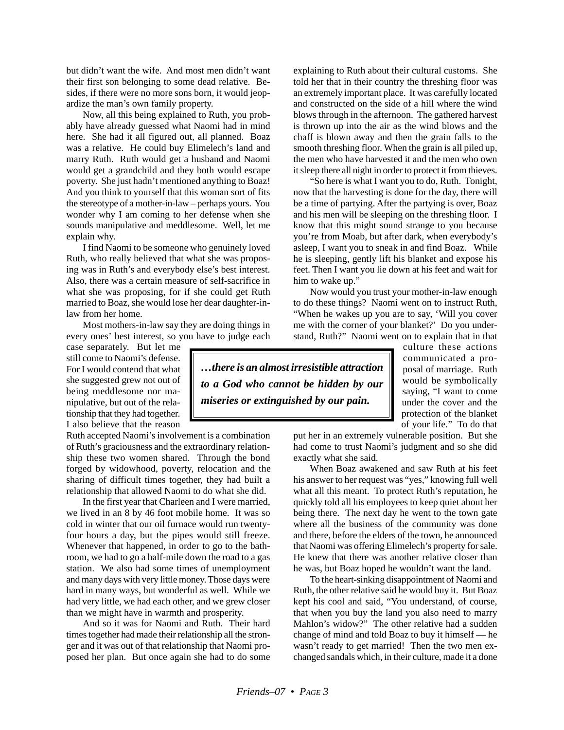but didn't want the wife. And most men didn't want their first son belonging to some dead relative. Besides, if there were no more sons born, it would jeopardize the man's own family property.

Now, all this being explained to Ruth, you probably have already guessed what Naomi had in mind here. She had it all figured out, all planned. Boaz was a relative. He could buy Elimelech's land and marry Ruth. Ruth would get a husband and Naomi would get a grandchild and they both would escape poverty. She just hadn't mentioned anything to Boaz! And you think to yourself that this woman sort of fits the stereotype of a mother-in-law – perhaps yours. You wonder why I am coming to her defense when she sounds manipulative and meddlesome. Well, let me explain why.

I find Naomi to be someone who genuinely loved Ruth, who really believed that what she was proposing was in Ruth's and everybody else's best interest. Also, there was a certain measure of self-sacrifice in what she was proposing, for if she could get Ruth married to Boaz, she would lose her dear daughter-in-law from her home.

Most mothers-in-law say they are doing things in every ones' best interest, so you have to judge each case separately. But let me still come to Naomi's defense. For I would contend that what she suggested grew not out of being meddlesome nor manipulative, but out of the relationship that they had together. I also believe that the reason Ruth accepted Naomi's involvement is a combination of Ruth's graciousness and the extraordinary relationship these two women shared. Through the bond forged by widowhood, poverty, relocation and the sharing of difficult times together, they had built a relationship that allowed Naomi to do what she did.

In the first year that Charleen and I were married, we lived in an 8 by 46 foot mobile home. It was so cold in winter that our oil furnace would run twenty-four hours a day, but the pipes would still freeze. Whenever that happened, in order to go to the bathroom, we had to go a half-mile down the road to a gas station. We also had some times of unemployment and many days with very little money. Those days were hard in many ways, but wonderful as well. While we had very little, we had each other, and we grew closer than we might have in warmth and prosperity.

And so it was for Naomi and Ruth. Their hard times together had made their relationship all the stronger and it was out of that relationship that Naomi proposed her plan. But once again she had to do some explaining to Ruth about their cultural customs. She told her that in their country the threshing floor was an extremely important place. It was carefully located and constructed on the side of a hill where the wind blows through in the afternoon. The gathered harvest is thrown up into the air as the wind blows and the chaff is blown away and then the grain falls to the smooth threshing floor. When the grain is all piled up, the men who have harvested it and the men who own it sleep there all night in order to protect it from thieves.

"So here is what I want you to do, Ruth. Tonight, now that the harvesting is done for the day, there will be a time of partying. After the partying is over, Boaz and his men will be sleeping on the threshing floor. I know that this might sound strange to you because you're from Moab, but after dark, when everybody's asleep, I want you to sneak in and find Boaz. While he is sleeping, gently lift his blanket and expose his feet. Then I want you lie down at his feet and wait for him to wake up."

Now would you trust your mother-in-law enough to do these things? Naomi went on to instruct Ruth, "When he wakes up you are to say, 'Will you cover me with the corner of your blanket?' Do you understand, Ruth?" Naomi went on to explain that in that culture these actions communicated a proposal of marriage. Ruth would be symbolically saying, "I want to come under the cover and the protection of the blanket of your life." To do that put her in an extremely vulnerable position. But she had come to trust Naomi's judgment and so she did exactly what she said.

> ***…there is an almost irresistible attraction to a God who cannot be hidden by our miseries or extinguished by our pain.***

When Boaz awakened and saw Ruth at his feet his answer to her request was "yes," knowing full well what all this meant. To protect Ruth's reputation, he quickly told all his employees to keep quiet about her being there. The next day he went to the town gate where all the business of the community was done and there, before the elders of the town, he announced that Naomi was offering Elimelech's property for sale. He knew that there was another relative closer than he was, but Boaz hoped he wouldn't want the land.

To the heart-sinking disappointment of Naomi and Ruth, the other relative said he would buy it. But Boaz kept his cool and said, "You understand, of course, that when you buy the land you also need to marry Mahlon's widow?" The other relative had a sudden change of mind and told Boaz to buy it himself — he wasn't ready to get married! Then the two men exchanged sandals which, in their culture, made it a done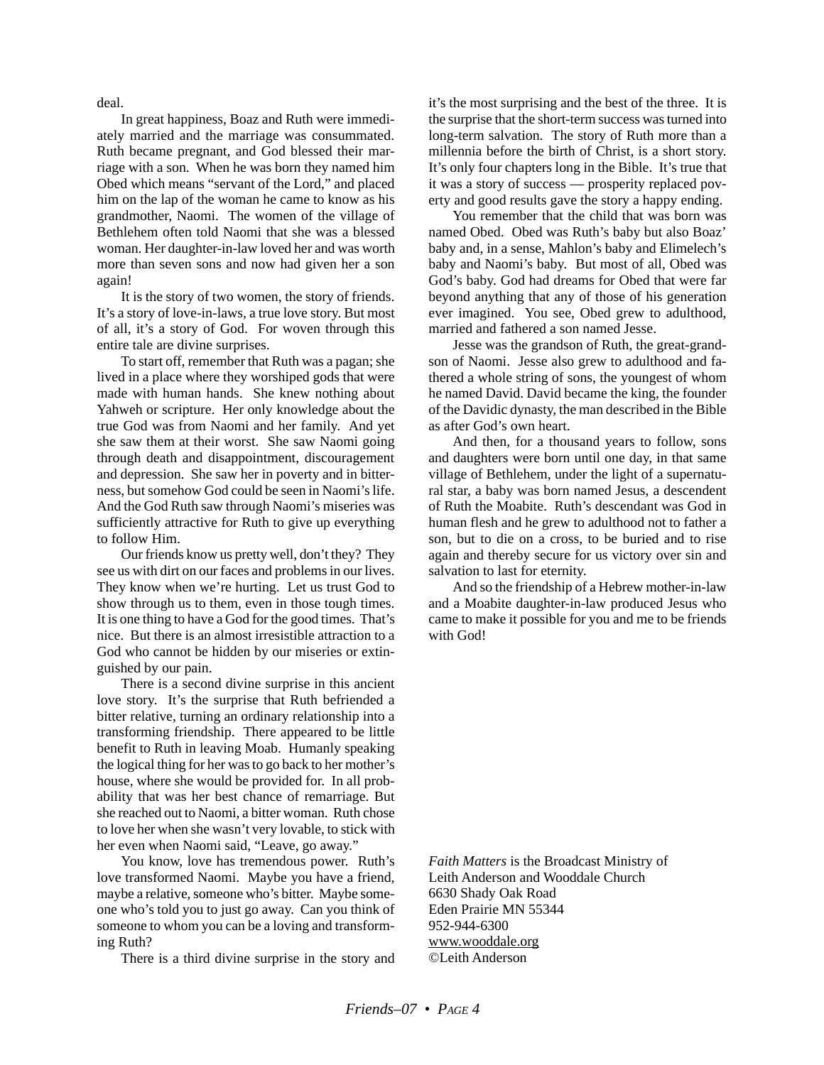deal.

In great happiness, Boaz and Ruth were immediately married and the marriage was consummated. Ruth became pregnant, and God blessed their marriage with a son. When he was born they named him Obed which means "servant of the Lord," and placed him on the lap of the woman he came to know as his grandmother, Naomi. The women of the village of Bethlehem often told Naomi that she was a blessed woman. Her daughter-in-law loved her and was worth more than seven sons and now had given her a son again!

It is the story of two women, the story of friends. It's a story of love-in-laws, a true love story. But most of all, it's a story of God. For woven through this entire tale are divine surprises.

To start off, remember that Ruth was a pagan; she lived in a place where they worshiped gods that were made with human hands. She knew nothing about Yahweh or scripture. Her only knowledge about the true God was from Naomi and her family. And yet she saw them at their worst. She saw Naomi going through death and disappointment, discouragement and depression. She saw her in poverty and in bitterness, but somehow God could be seen in Naomi's life. And the God Ruth saw through Naomi's miseries was sufficiently attractive for Ruth to give up everything to follow Him.

Our friends know us pretty well, don't they? They see us with dirt on our faces and problems in our lives. They know when we're hurting. Let us trust God to show through us to them, even in those tough times. It is one thing to have a God for the good times. That's nice. But there is an almost irresistible attraction to a God who cannot be hidden by our miseries or extinguished by our pain.

There is a second divine surprise in this ancient love story. It's the surprise that Ruth befriended a bitter relative, turning an ordinary relationship into a transforming friendship. There appeared to be little benefit to Ruth in leaving Moab. Humanly speaking the logical thing for her was to go back to her mother's house, where she would be provided for. In all probability that was her best chance of remarriage. But she reached out to Naomi, a bitter woman. Ruth chose to love her when she wasn't very lovable, to stick with her even when Naomi said, "Leave, go away."

You know, love has tremendous power. Ruth's love transformed Naomi. Maybe you have a friend, maybe a relative, someone who's bitter. Maybe someone who's told you to just go away. Can you think of someone to whom you can be a loving and transforming Ruth?

There is a third divine surprise in the story and it's the most surprising and the best of the three. It is the surprise that the short-term success was turned into long-term salvation. The story of Ruth more than a millennia before the birth of Christ, is a short story. It's only four chapters long in the Bible. It's true that it was a story of success — prosperity replaced poverty and good results gave the story a happy ending.

You remember that the child that was born was named Obed. Obed was Ruth's baby but also Boaz' baby and, in a sense, Mahlon's baby and Elimelech's baby and Naomi's baby. But most of all, Obed was God's baby. God had dreams for Obed that were far beyond anything that any of those of his generation ever imagined. You see, Obed grew to adulthood, married and fathered a son named Jesse.

Jesse was the grandson of Ruth, the great-grandson of Naomi. Jesse also grew to adulthood and fathered a whole string of sons, the youngest of whom he named David. David became the king, the founder of the Davidic dynasty, the man described in the Bible as after God's own heart.

And then, for a thousand years to follow, sons and daughters were born until one day, in that same village of Bethlehem, under the light of a supernatural star, a baby was born named Jesus, a descendent of Ruth the Moabite. Ruth's descendant was God in human flesh and he grew to adulthood not to father a son, but to die on a cross, to be buried and to rise again and thereby secure for us victory over sin and salvation to last for eternity.

And so the friendship of a Hebrew mother-in-law and a Moabite daughter-in-law produced Jesus who came to make it possible for you and me to be friends with God!

*Faith Matters* is the Broadcast Ministry of
Leith Anderson and Wooddale Church
6630 Shady Oak Road
Eden Prairie MN 55344
952-944-6300
www.wooddale.org
©Leith Anderson